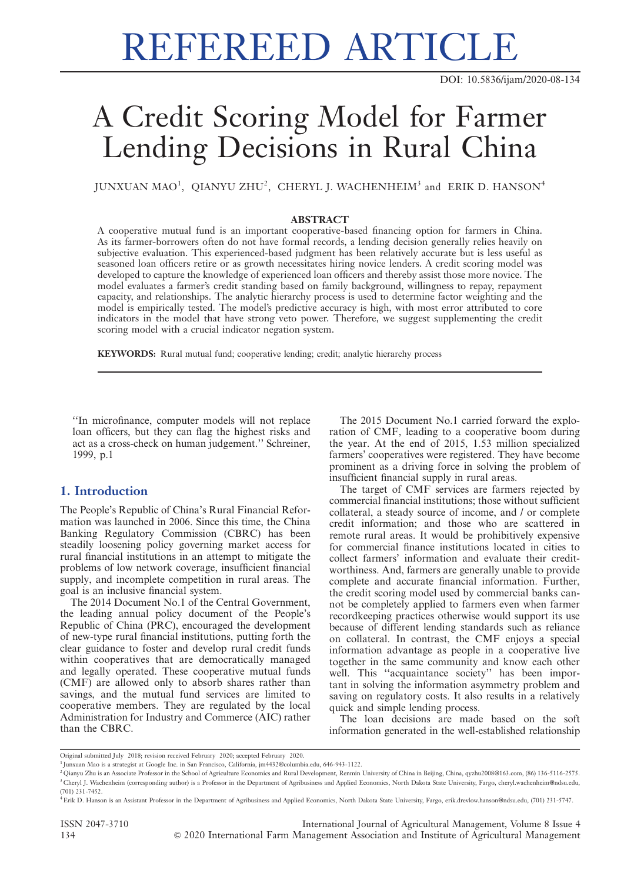REFEREED ARTICLE

DOI: 10.5836/ijam/2020-08-134

# A Credit Scoring Model for Farmer Lending Decisions in Rural China

JUNXUAN MAO[1], QIANYU ZHU[2], CHERYL J. WACHENHEIM[3] and ERIK D. HANSON[4]

## ABSTRACT

A cooperative mutual fund is an important cooperative-based financing option for farmers in China. As its farmer-borrowers often do not have formal records, a lending decision generally relies heavily on subjective evaluation. This experienced-based judgment has been relatively accurate but is less useful as seasoned loan officers retire or as growth necessitates hiring novice lenders. A credit scoring model was developed to capture the knowledge of experienced loan officers and thereby assist those more novice. The model evaluates a farmer's credit standing based on family background, willingness to repay, repayment capacity, and relationships. The analytic hierarchy process is used to determine factor weighting and the model is empirically tested. The model's predictive accuracy is high, with most error attributed to core indicators in the model that have strong veto power. Therefore, we suggest supplementing the credit scoring model with a crucial indicator negation system.

**KEYWORDS:** Rural mutual fund; cooperative lending; credit; analytic hierarchy process

''In microfinance, computer models will not replace loan officers, but they can flag the highest risks and act as a cross-check on human judgement.'' Schreiner, 1999, p.1

## 1. Introduction

The People's Republic of China's Rural Financial Reformation was launched in 2006. Since this time, the China Banking Regulatory Commission (CBRC) has been steadily loosening policy governing market access for rural financial institutions in an attempt to mitigate the problems of low network coverage, insufficient financial supply, and incomplete competition in rural areas. The goal is an inclusive financial system.

The 2014 Document No.1 of the Central Government, the leading annual policy document of the People's Republic of China (PRC), encouraged the development of new-type rural financial institutions, putting forth the clear guidance to foster and develop rural credit funds within cooperatives that are democratically managed and legally operated. These cooperative mutual funds (CMF) are allowed only to absorb shares rather than savings, and the mutual fund services are limited to cooperative members. They are regulated by the local Administration for Industry and Commerce (AIC) rather than the CBRC.

The 2015 Document No.1 carried forward the exploration of CMF, leading to a cooperative boom during the year. At the end of 2015, 1.53 million specialized farmers' cooperatives were registered. They have become prominent as a driving force in solving the problem of insufficient financial supply in rural areas.

The target of CMF services are farmers rejected by commercial financial institutions; those without sufficient collateral, a steady source of income, and / or complete credit information; and those who are scattered in remote rural areas. It would be prohibitively expensive for commercial finance institutions located in cities to collect farmers' information and evaluate their creditworthiness. And, farmers are generally unable to provide complete and accurate financial information. Further, the credit scoring model used by commercial banks cannot be completely applied to farmers even when farmer recordkeeping practices otherwise would support its use because of different lending standards such as reliance on collateral. In contrast, the CMF enjoys a special information advantage as people in a cooperative live together in the same community and know each other well. This ''acquaintance society'' has been important in solving the information asymmetry problem and saving on regulatory costs. It also results in a relatively quick and simple lending process.

The loan decisions are made based on the soft information generated in the well-established relationship

---

Original submitted July 2018; revision received February 2020; accepted February 2020.

[1] Junxuan Mao is a strategist at Google Inc. in San Francisco, California, jm4432@columbia.edu, 646-943-1122.

[2] Qianyu Zhu is an Associate Professor in the School of Agriculture Economics and Rural Development, Renmin University of China in Beijing, China, qyzhu2008@163.com, (86) 136-5116-2575.

[3] Cheryl J. Wachenheim (corresponding author) is a Professor in the Department of Agribusiness and Applied Economics, North Dakota State University, Fargo, cheryl.wachenheim@ndsu.edu, (701) 231-7452.

[4] Erik D. Hanson is an Assistant Professor in the Department of Agribusiness and Applied Economics, North Dakota State University, Fargo, erik.drevlow.hanson@ndsu.edu, (701) 231-5747.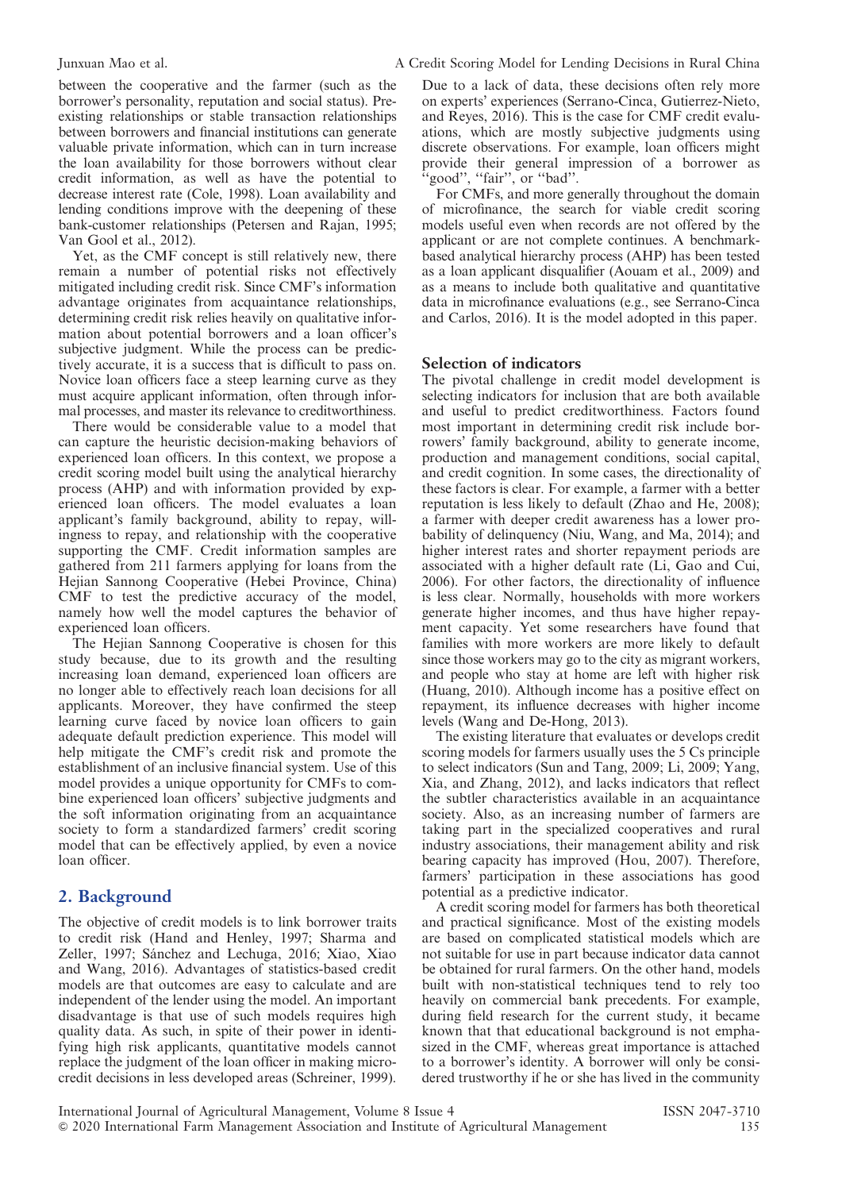between the cooperative and the farmer (such as the borrower's personality, reputation and social status). Pre-existing relationships or stable transaction relationships between borrowers and financial institutions can generate valuable private information, which can in turn increase the loan availability for those borrowers without clear credit information, as well as have the potential to decrease interest rate (Cole, 1998). Loan availability and lending conditions improve with the deepening of these bank-customer relationships (Petersen and Rajan, 1995; Van Gool et al., 2012).

Yet, as the CMF concept is still relatively new, there remain a number of potential risks not effectively mitigated including credit risk. Since CMF's information advantage originates from acquaintance relationships, determining credit risk relies heavily on qualitative information about potential borrowers and a loan officer's subjective judgment. While the process can be predictively accurate, it is a success that is difficult to pass on. Novice loan officers face a steep learning curve as they must acquire applicant information, often through informal processes, and master its relevance to creditworthiness.

There would be considerable value to a model that can capture the heuristic decision-making behaviors of experienced loan officers. In this context, we propose a credit scoring model built using the analytical hierarchy process (AHP) and with information provided by experienced loan officers. The model evaluates a loan applicant's family background, ability to repay, willingness to repay, and relationship with the cooperative supporting the CMF. Credit information samples are gathered from 211 farmers applying for loans from the Hejian Sannong Cooperative (Hebei Province, China) CMF to test the predictive accuracy of the model, namely how well the model captures the behavior of experienced loan officers.

The Hejian Sannong Cooperative is chosen for this study because, due to its growth and the resulting increasing loan demand, experienced loan officers are no longer able to effectively reach loan decisions for all applicants. Moreover, they have confirmed the steep learning curve faced by novice loan officers to gain adequate default prediction experience. This model will help mitigate the CMF's credit risk and promote the establishment of an inclusive financial system. Use of this model provides a unique opportunity for CMFs to combine experienced loan officers' subjective judgments and the soft information originating from an acquaintance society to form a standardized farmers' credit scoring model that can be effectively applied, by even a novice loan officer.

## 2. Background

The objective of credit models is to link borrower traits to credit risk (Hand and Henley, 1997; Sharma and Zeller, 1997; Sánchez and Lechuga, 2016; Xiao, Xiao and Wang, 2016). Advantages of statistics-based credit models are that outcomes are easy to calculate and are independent of the lender using the model. An important disadvantage is that use of such models requires high quality data. As such, in spite of their power in identifying high risk applicants, quantitative models cannot replace the judgment of the loan officer in making micro-credit decisions in less developed areas (Schreiner, 1999). Due to a lack of data, these decisions often rely more on experts' experiences (Serrano-Cinca, Gutierrez-Nieto, and Reyes, 2016). This is the case for CMF credit evaluations, which are mostly subjective judgments using discrete observations. For example, loan officers might provide their general impression of a borrower as "good", "fair", or "bad".

For CMFs, and more generally throughout the domain of microfinance, the search for viable credit scoring models useful even when records are not offered by the applicant or are not complete continues. A benchmark-based analytical hierarchy process (AHP) has been tested as a loan applicant disqualifier (Aouam et al., 2009) and as a means to include both qualitative and quantitative data in microfinance evaluations (e.g., see Serrano-Cinca and Carlos, 2016). It is the model adopted in this paper.

### Selection of indicators

The pivotal challenge in credit model development is selecting indicators for inclusion that are both available and useful to predict creditworthiness. Factors found most important in determining credit risk include borrowers' family background, ability to generate income, production and management conditions, social capital, and credit cognition. In some cases, the directionality of these factors is clear. For example, a farmer with a better reputation is less likely to default (Zhao and He, 2008); a farmer with deeper credit awareness has a lower probability of delinquency (Niu, Wang, and Ma, 2014); and higher interest rates and shorter repayment periods are associated with a higher default rate (Li, Gao and Cui, 2006). For other factors, the directionality of influence is less clear. Normally, households with more workers generate higher incomes, and thus have higher repayment capacity. Yet some researchers have found that families with more workers are more likely to default since those workers may go to the city as migrant workers, and people who stay at home are left with higher risk (Huang, 2010). Although income has a positive effect on repayment, its influence decreases with higher income levels (Wang and De-Hong, 2013).

The existing literature that evaluates or develops credit scoring models for farmers usually uses the 5 Cs principle to select indicators (Sun and Tang, 2009; Li, 2009; Yang, Xia, and Zhang, 2012), and lacks indicators that reflect the subtler characteristics available in an acquaintance society. Also, as an increasing number of farmers are taking part in the specialized cooperatives and rural industry associations, their management ability and risk bearing capacity has improved (Hou, 2007). Therefore, farmers' participation in these associations has good potential as a predictive indicator.

A credit scoring model for farmers has both theoretical and practical significance. Most of the existing models are based on complicated statistical models which are not suitable for use in part because indicator data cannot be obtained for rural farmers. On the other hand, models built with non-statistical techniques tend to rely too heavily on commercial bank precedents. For example, during field research for the current study, it became known that that educational background is not emphasized in the CMF, whereas great importance is attached to a borrower's identity. A borrower will only be considered trustworthy if he or she has lived in the community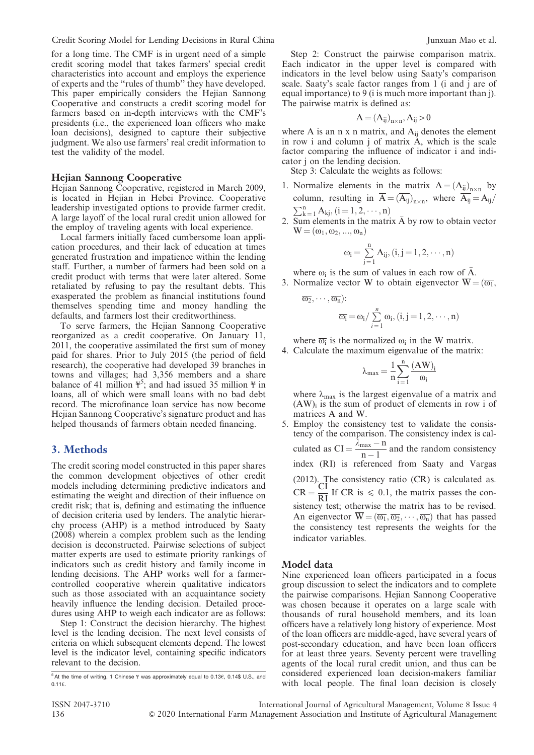for a long time. The CMF is in urgent need of a simple credit scoring model that takes farmers' special credit characteristics into account and employs the experience of experts and the ''rules of thumb'' they have developed. This paper empirically considers the Hejian Sannong Cooperative and constructs a credit scoring model for farmers based on in-depth interviews with the CMF's presidents (i.e., the experienced loan officers who make loan decisions), designed to capture their subjective judgment. We also use farmers' real credit information to test the validity of the model.

### Hejian Sannong Cooperative

Hejian Sannong Cooperative, registered in March 2009, is located in Hejian in Hebei Province. Cooperative leadership investigated options to provide farmer credit. A large layoff of the local rural credit union allowed for the employ of traveling agents with local experience.

Local farmers initially faced cumbersome loan application procedures, and their lack of education at times generated frustration and impatience within the lending staff. Further, a number of farmers had been sold on a credit product with terms that were later altered. Some retaliated by refusing to pay the resultant debts. This exasperated the problem as financial institutions found themselves spending time and money handling the defaults, and farmers lost their creditworthiness.

To serve farmers, the Hejian Sannong Cooperative reorganized as a credit cooperative. On January 11, 2011, the cooperative assimilated the first sum of money paid for shares. Prior to July 2015 (the period of field research), the cooperative had developed 39 branches in towns and villages; had 3,356 members and a share balance of 41 million ¥[5]; and had issued 35 million ¥ in loans, all of which were small loans with no bad debt record. The microfinance loan service has now become Hejian Sannong Cooperative's signature product and has helped thousands of farmers obtain needed financing.

## 3. Methods

The credit scoring model constructed in this paper shares the common development objectives of other credit models including determining predictive indicators and estimating the weight and direction of their influence on credit risk; that is, defining and estimating the influence of decision criteria used by lenders. The analytic hierarchy process (AHP) is a method introduced by Saaty (2008) wherein a complex problem such as the lending decision is deconstructed. Pairwise selections of subject matter experts are used to estimate priority rankings of indicators such as credit history and family income in lending decisions. The AHP works well for a farmer-controlled cooperative wherein qualitative indicators such as those associated with an acquaintance society heavily influence the lending decision. Detailed procedures using AHP to weigh each indicator are as follows:

Step 1: Construct the decision hierarchy. The highest level is the lending decision. The next level consists of criteria on which subsequent elements depend. The lowest level is the indicator level, containing specific indicators relevant to the decision.

Step 2: Construct the pairwise comparison matrix. Each indicator in the upper level is compared with indicators in the level below using Saaty's comparison scale. Saaty's scale factor ranges from 1 (i and j are of equal importance) to 9 (i is much more important than j). The pairwise matrix is defined as:

$$A = (A_{ij})_{n \times n}, A_{ij} > 0$$

where A is an n x n matrix, and $A_{ij}$ denotes the element in row i and column j of matrix A, which is the scale factor comparing the influence of indicator i and indicator j on the lending decision.

Step 3: Calculate the weights as follows:

1. Normalize elements in the matrix $A = (A_{ij})_{n \times n}$ by column, resulting in $\overline{A} = (\overline{A_{ij}})_{n \times n}$, where $\overline{A_{ij}} = A_{ij} / \sum_{k=1}^{n} A_{kj}, (i = 1, 2, \cdots, n)$
2. Sum elements in the matrix $\bar{A}$ by row to obtain vector $W = (\omega_1, \omega_2, ..., \omega_n)$

$$\omega_i = \sum_{j=1}^{n} A_{ij}, (i, j = 1, 2, \cdots, n)$$

where $\omega_i$ is the sum of values in each row of $\bar{A}$.

3. Normalize vector W to obtain eigenvector $\overline{W} = (\overline{\omega_1}, \overline{\omega_2}, \cdots, \overline{\omega_n})$:

$$\overline{\omega_i} = \omega_i / \sum_{i=1}^{n} \omega_i, (i, j = 1, 2, \cdots, n)$$

where $\overline{\omega_i}$ is the normalized $\omega_i$ in the W matrix.

4. Calculate the maximum eigenvalue of the matrix:

$$\lambda_{max} = \frac{1}{n} \sum_{i=1}^{n} \frac{(AW)_i}{\omega_i}$$

where $\lambda_{max}$ is the largest eigenvalue of a matrix and $(AW)_i$ is the sum of product of elements in row i of matrices A and W.

5. Employ the consistency test to validate the consistency of the comparison. The consistency index is calculated as $CI = \frac{\lambda_{max} - n}{n - 1}$ and the random consistency index (RI) is referenced from Saaty and Vargas (2012). The consistency ratio (CR) is calculated as. $CR = \frac{CI}{RI}$ If CR is $\leqslant 0.1$, the matrix passes the consistency test; otherwise the matrix has to be revised. An eigenvector $\overline{W} = (\overline{\omega_1}, \overline{\omega_2}, \cdots, \overline{\omega_n})$ that has passed the consistency test represents the weights for the indicator variables.

### Model data

Nine experienced loan officers participated in a focus group discussion to select the indicators and to complete the pairwise comparisons. Hejian Sannong Cooperative was chosen because it operates on a large scale with thousands of rural household members, and its loan officers have a relatively long history of experience. Most of the loan officers are middle-aged, have several years of post-secondary education, and have been loan officers for at least three years. Seventy percent were travelling agents of the local rural credit union, and thus can be considered experienced loan decision-makers familiar with local people. The final loan decision is closely

[5] At the time of writing, 1 Chinese ¥ was approximately equal to 0.13€, 0.14$ U.S., and 0.11£.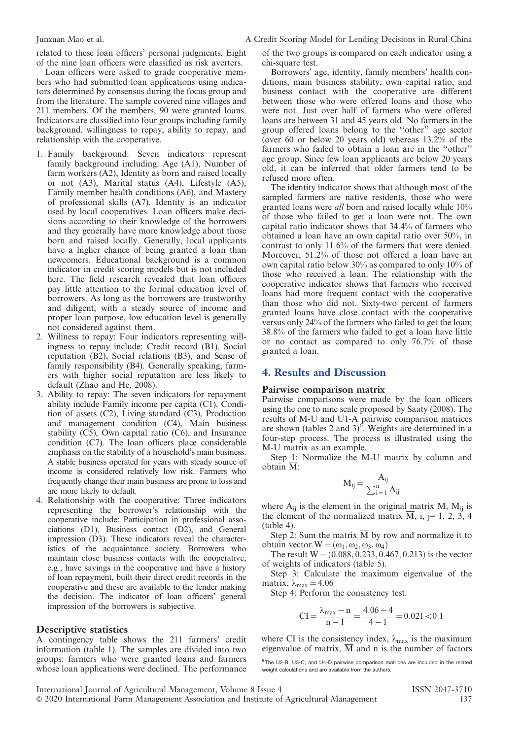related to these loan officers' personal judgments. Eight of the nine loan officers were classified as risk averters.

Loan officers were asked to grade cooperative members who had submitted loan applications using indicators determined by consensus during the focus group and from the literature. The sample covered nine villages and 211 members. Of the members, 90 were granted loans. Indicators are classified into four groups including family background, willingness to repay, ability to repay, and relationship with the cooperative.

1. Family background: Seven indicators represent family background including: Age (A1), Number of farm workers (A2), Identity as born and raised locally or not (A3), Marital status (A4), Lifestyle (A5), Family member health conditions (A6), and Mastery of professional skills (A7). Identity is an indicator used by local cooperatives. Loan officers make decisions according to their knowledge of the borrowers and they generally have more knowledge about those born and raised locally. Generally, local applicants have a higher chance of being granted a loan than newcomers. Educational background is a common indicator in credit scoring models but is not included here. The field research revealed that loan officers pay little attention to the formal education level of borrowers. As long as the borrowers are trustworthy and diligent, with a steady source of income and proper loan purpose, low education level is generally not considered against them.
2. Wiliness to repay: Four indicators representing willingness to repay include: Credit record (B1), Social reputation (B2), Social relations (B3), and Sense of family responsibility (B4). Generally speaking, farmers with higher social reputation are less likely to default (Zhao and He, 2008).
3. Ability to repay: The seven indicators for repayment ability include Family income per capita (C1), Condition of assets (C2), Living standard (C3), Production and management condition (C4), Main business stability (C5), Own capital ratio (C6), and Insurance condition (C7). The loan officers place considerable emphasis on the stability of a household's main business. A stable business operated for years with steady source of income is considered relatively low risk. Farmers who frequently change their main business are prone to loss and are more likely to default.
4. Relationship with the cooperative: Three indicators representing the borrower's relationship with the cooperative include: Participation in professional associations (D1), Business contact (D2), and General impression (D3). These indicators reveal the characteristics of the acquaintance society. Borrowers who maintain close business contacts with the cooperative, e.g., have savings in the cooperative and have a history of loan repayment, built their direct credit records in the cooperative and these are available to the lender making the decision. The indicator of loan officers' general impression of the borrowers is subjective.

### Descriptive statistics

A contingency table shows the 211 farmers' credit information (table 1). The samples are divided into two groups: farmers who were granted loans and farmers whose loan applications were declined. The performance of the two groups is compared on each indicator using a chi-square test.

Borrowers' age, identity, family members' health conditions, main business stability, own capital ratio, and business contact with the cooperative are different between those who were offered loans and those who were not. Just over half of farmers who were offered loans are between 31 and 45 years old. No farmers in the group offered loans belong to the ''other'' age sector (over 60 or below 20 years old) whereas 13.2% of the farmers who failed to obtain a loan are in the ''other'' age group. Since few loan applicants are below 20 years old, it can be inferred that older farmers tend to be refused more often.

The identity indicator shows that although most of the sampled farmers are native residents, those who were granted loans were *all* born and raised locally while 10% of those who failed to get a loan were not. The own capital ratio indicator shows that 34.4% of farmers who obtained a loan have an own capital ratio over 50%, in contrast to only 11.6% of the farmers that were denied. Moreover, 51.2% of those not offered a loan have an own capital ratio below 30% as compared to only 10% of those who received a loan. The relationship with the cooperative indicator shows that farmers who received loans had more frequent contact with the cooperative than those who did not. Sixty-two percent of farmers granted loans have close contact with the cooperative versus only 24% of the farmers who failed to get the loan; 38.8% of the farmers who failed to get a loan have little or no contact as compared to only 76.7% of those granted a loan.

## 4. Results and Discussion

### Pairwise comparison matrix

Pairwise comparisons were made by the loan officers using the one to nine scale proposed by Saaty (2008). The results of M-U and U1-A pairwise comparison matrices are shown (tables 2 and 3)[6]. Weights are determined in a four-step process. The process is illustrated using the M-U matrix as an example.

Step 1: Normalize the M-U matrix by column and obtain $\overline{M}$:

$$M_{ij} = \frac{A_{ij}}{\sum_{i=1}^{n} A_{ij}}$$

where $A_{ij}$ is the element in the original matrix M, $M_{ij}$ is the element of the normalized matrix $\overline{M}$, i, j= 1, 2, 3, 4 (table 4).

Step 2: Sum the matrix $\overline{M}$ by row and normalize it to obtain vector. $W = (\omega_1, \omega_2, \omega_3, \omega_4)$

The result $W = (0.088, 0.233, 0.467, 0.213)$ is the vector of weights of indicators (table 5).

Step 3: Calculate the maximum eigenvalue of the matrix, $\lambda_{max} = 4.06$

Step 4: Perform the consistency test:

$$CI = \frac{\lambda_{max} - n}{n - 1} = \frac{4.06 - 4}{4 - 1} = 0.021 < 0.1$$

where CI is the consistency index, $\lambda_{max}$ is the maximum eigenvalue of matrix, $\overline{M}$ and n is the number of factors

[6] The U2-B, U3-C, and U4-D pairwise comparison matrices are included in the related weight calculations and are available from the authors.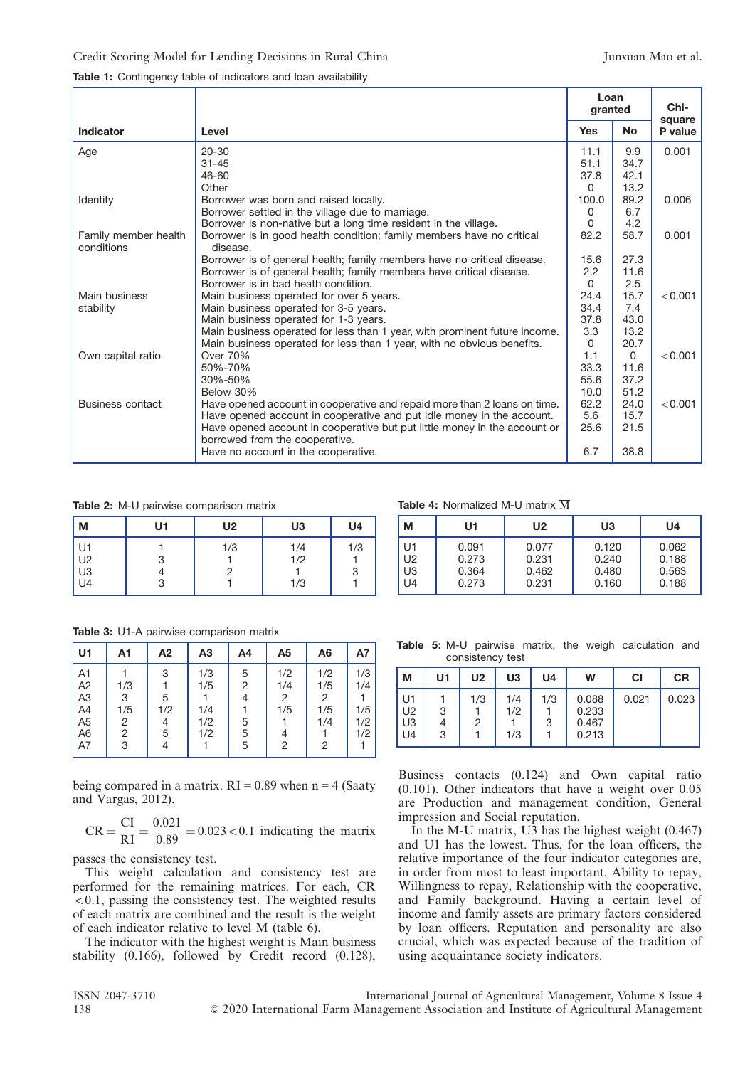**Table 1:** Contingency table of indicators and loan availability

| Indicator | Level | Loan granted Yes | No | Chi-square P value |
|---|---|---|---|---|
| Age | 20-30 | 11.1 | 9.9 | 0.001 |
| | 31-45 | 51.1 | 34.7 | |
| | 46-60 | 37.8 | 42.1 | |
| | Other | 0 | 13.2 | |
| Identity | Borrower was born and raised locally. | 100.0 | 89.2 | 0.006 |
| | Borrower settled in the village due to marriage. | 0 | 6.7 | |
| | Borrower is non-native but a long time resident in the village. | 0 | 4.2 | |
| Family member health conditions | Borrower is in good health condition; family members have no critical disease. | 82.2 | 58.7 | 0.001 |
| | Borrower is of general health; family members have no critical disease. | 15.6 | 27.3 | |
| | Borrower is of general health; family members have critical disease. | 2.2 | 11.6 | |
| | Borrower is in bad heath condition. | 0 | 2.5 | |
| Main business stability | Main business operated for over 5 years. | 24.4 | 15.7 | <0.001 |
| | Main business operated for 3-5 years. | 34.4 | 7.4 | |
| | Main business operated for 1-3 years. | 37.8 | 43.0 | |
| | Main business operated for less than 1 year, with prominent future income. | 3.3 | 13.2 | |
| | Main business operated for less than 1 year, with no obvious benefits. | 0 | 20.7 | |
| Own capital ratio | Over 70% | 1.1 | 0 | <0.001 |
| | 50%-70% | 33.3 | 11.6 | |
| | 30%-50% | 55.6 | 37.2 | |
| | Below 30% | 10.0 | 51.2 | |
| Business contact | Have opened account in cooperative and repaid more than 2 loans on time. | 62.2 | 24.0 | <0.001 |
| | Have opened account in cooperative and put idle money in the account. | 5.6 | 15.7 | |
| | Have opened account in cooperative but put little money in the account or borrowed from the cooperative. | 25.6 | 21.5 | |
| | Have no account in the cooperative. | 6.7 | 38.8 | |

**Table 2:** M-U pairwise comparison matrix

| M | U1 | U2 | U3 | U4 |
|---|---|---|---|---|
| U1 | 1 | 1/3 | 1/4 | 1/3 |
| U2 | 3 | 1 | 1/2 | 1 |
| U3 | 4 | 2 | 1 | 3 |
| U4 | 3 | 1 | 1/3 | 1 |

**Table 3:** U1-A pairwise comparison matrix

| U1 | A1 | A2 | A3 | A4 | A5 | A6 | A7 |
|---|---|---|---|---|---|---|---|
| A1 | 1 | 3 | 1/3 | 5 | 1/2 | 1/2 | 1/3 |
| A2 | 1/3 | 1 | 1/5 | 2 | 1/4 | 1/5 | 1/4 |
| A3 | 3 | 5 | 1 | 4 | 2 | 2 | 1 |
| A4 | 1/5 | 1/2 | 1/4 | 1 | 1/5 | 1/5 | 1/5 |
| A5 | 2 | 4 | 1/2 | 5 | 1 | 1/4 | 1/2 |
| A6 | 2 | 5 | 1/2 | 5 | 4 | 1 | 1/2 |
| A7 | 3 | 4 | 1 | 5 | 2 | 2 | 1 |

**Table 4:** Normalized M-U matrix $\overline{M}$

| $\overline{M}$ | U1 | U2 | U3 | U4 |
|---|---|---|---|---|
| U1 | 0.091 | 0.077 | 0.120 | 0.062 |
| U2 | 0.273 | 0.231 | 0.240 | 0.188 |
| U3 | 0.364 | 0.462 | 0.480 | 0.563 |
| U4 | 0.273 | 0.231 | 0.160 | 0.188 |

**Table 5:** M-U pairwise matrix, the weigh calculation and consistency test

| M | U1 | U2 | U3 | U4 | W | CI | CR |
|---|---|---|---|---|---|---|---|
| U1 | 1 | 1/3 | 1/4 | 1/3 | 0.088 | 0.021 | 0.023 |
| U2 | 3 | 1 | 1/2 | 1 | 0.233 | | |
| U3 | 4 | 2 | 1 | 3 | 0.467 | | |
| U4 | 3 | 1 | 1/3 | 1 | 0.213 | | |

being compared in a matrix. RI = 0.89 when n = 4 (Saaty and Vargas, 2012).

$$CR = \frac{CI}{RI} = \frac{0.021}{0.89} = 0.023 < 0.1$$ indicating the matrix passes the consistency test.

This weight calculation and consistency test are performed for the remaining matrices. For each, CR <0.1, passing the consistency test. The weighted results of each matrix are combined and the result is the weight of each indicator relative to level M (table 6).

The indicator with the highest weight is Main business stability (0.166), followed by Credit record (0.128), Business contacts (0.124) and Own capital ratio (0.101). Other indicators that have a weight over 0.05 are Production and management condition, General impression and Social reputation.

In the M-U matrix, U3 has the highest weight (0.467) and U1 has the lowest. Thus, for the loan officers, the relative importance of the four indicator categories are, in order from most to least important, Ability to repay, Willingness to repay, Relationship with the cooperative, and Family background. Having a certain level of income and family assets are primary factors considered by loan officers. Reputation and personality are also crucial, which was expected because of the tradition of using acquaintance society indicators.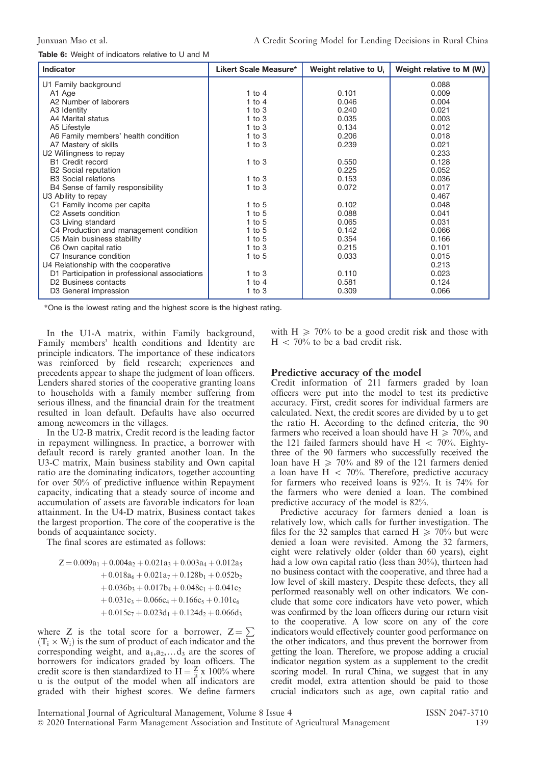**Table 6:** Weight of indicators relative to U and M

| Indicator | Likert Scale Measure* | Weight relative to $U_i$ | Weight relative to M ($W_i$) |
|---|---|---|---|
| U1 Family background | | | 0.088 |
| A1 Age | 1 to 4 | 0.101 | 0.009 |
| A2 Number of laborers | 1 to 4 | 0.046 | 0.004 |
| A3 Identity | 1 to 3 | 0.240 | 0.021 |
| A4 Marital status | 1 to 3 | 0.035 | 0.003 |
| A5 Lifestyle | 1 to 3 | 0.134 | 0.012 |
| A6 Family members' health condition | 1 to 3 | 0.206 | 0.018 |
| A7 Mastery of skills | 1 to 3 | 0.239 | 0.021 |
| U2 Willingness to repay | | | 0.233 |
| B1 Credit record | 1 to 3 | 0.550 | 0.128 |
| B2 Social reputation | | 0.225 | 0.052 |
| B3 Social relations | 1 to 3 | 0.153 | 0.036 |
| B4 Sense of family responsibility | 1 to 3 | 0.072 | 0.017 |
| U3 Ability to repay | | | 0.467 |
| C1 Family income per capita | 1 to 5 | 0.102 | 0.048 |
| C2 Assets condition | 1 to 5 | 0.088 | 0.041 |
| C3 Living standard | 1 to 5 | 0.065 | 0.031 |
| C4 Production and management condition | 1 to 5 | 0.142 | 0.066 |
| C5 Main business stability | 1 to 5 | 0.354 | 0.166 |
| C6 Own capital ratio | 1 to 3 | 0.215 | 0.101 |
| C7 Insurance condition | 1 to 5 | 0.033 | 0.015 |
| U4 Relationship with the cooperative | | | 0.213 |
| D1 Participation in professional associations | 1 to 3 | 0.110 | 0.023 |
| D2 Business contacts | 1 to 4 | 0.581 | 0.124 |
| D3 General impression | 1 to 3 | 0.309 | 0.066 |

*One is the lowest rating and the highest score is the highest rating.

In the U1-A matrix, within Family background, Family members' health conditions and Identity are principle indicators. The importance of these indicators was reinforced by field research; experiences and precedents appear to shape the judgment of loan officers. Lenders shared stories of the cooperative granting loans to households with a family member suffering from serious illness, and the financial drain for the treatment resulted in loan default. Defaults have also occurred among newcomers in the villages.

In the U2-B matrix, Credit record is the leading factor in repayment willingness. In practice, a borrower with default record is rarely granted another loan. In the U3-C matrix, Main business stability and Own capital ratio are the dominating indicators, together accounting for over 50% of predictive influence within Repayment capacity, indicating that a steady source of income and accumulation of assets are favorable indicators for loan attainment. In the U4-D matrix, Business contact takes the largest proportion. The core of the cooperative is the bonds of acquaintance society.

The final scores are estimated as follows:

$$
\begin{aligned}
Z = {} & 0.009a_1 + 0.004a_2 + 0.021a_3 + 0.003a_4 + 0.012a_5 \\
& + 0.018a_6 + 0.021a_7 + 0.128b_1 + 0.052b_2 \\
& + 0.036b_3 + 0.017b_4 + 0.048c_1 + 0.041c_2 \\
& + 0.031c_3 + 0.066c_4 + 0.166c_5 + 0.101c_6 \\
& + 0.015c_7 + 0.023d_1 + 0.124d_2 + 0.066d_3
\end{aligned}
$$

where Z is the total score for a borrower, $Z = \sum (T_i \times W_i)$ is the sum of product of each indicator and the corresponding weight, and $a_1, a_2, \ldots d_3$ are the scores of borrowers for indicators graded by loan officers. The credit score is then standardized to $H = \frac{Z}{u} \times 100\%$ where u is the output of the model when all indicators are graded with their highest scores. We define farmers with $H \geq 70\%$ to be a good credit risk and those with $H < 70\%$ to be a bad credit risk.

## Predictive accuracy of the model

Credit information of 211 farmers graded by loan officers were put into the model to test its predictive accuracy. First, credit scores for individual farmers are calculated. Next, the credit scores are divided by u to get the ratio H. According to the defined criteria, the 90 farmers who received a loan should have $H \geq 70\%$, and the 121 failed farmers should have $H < 70\%$. Eighty-three of the 90 farmers who successfully received the loan have $H \geq 70\%$ and 89 of the 121 farmers denied a loan have $H < 70\%$. Therefore, predictive accuracy for farmers who received loans is 92%. It is 74% for the farmers who were denied a loan. The combined predictive accuracy of the model is 82%.

Predictive accuracy for farmers denied a loan is relatively low, which calls for further investigation. The files for the 32 samples that earned $H \geq 70\%$ but were denied a loan were revisited. Among the 32 farmers, eight were relatively older (older than 60 years), eight had a low own capital ratio (less than 30%), thirteen had no business contact with the cooperative, and three had a low level of skill mastery. Despite these defects, they all performed reasonably well on other indicators. We conclude that some core indicators have veto power, which was confirmed by the loan officers during our return visit to the cooperative. A low score on any of the core indicators would effectively counter good performance on the other indicators, and thus prevent the borrower from getting the loan. Therefore, we propose adding a crucial indicator negation system as a supplement to the credit scoring model. In rural China, we suggest that in any credit model, extra attention should be paid to those crucial indicators such as age, own capital ratio and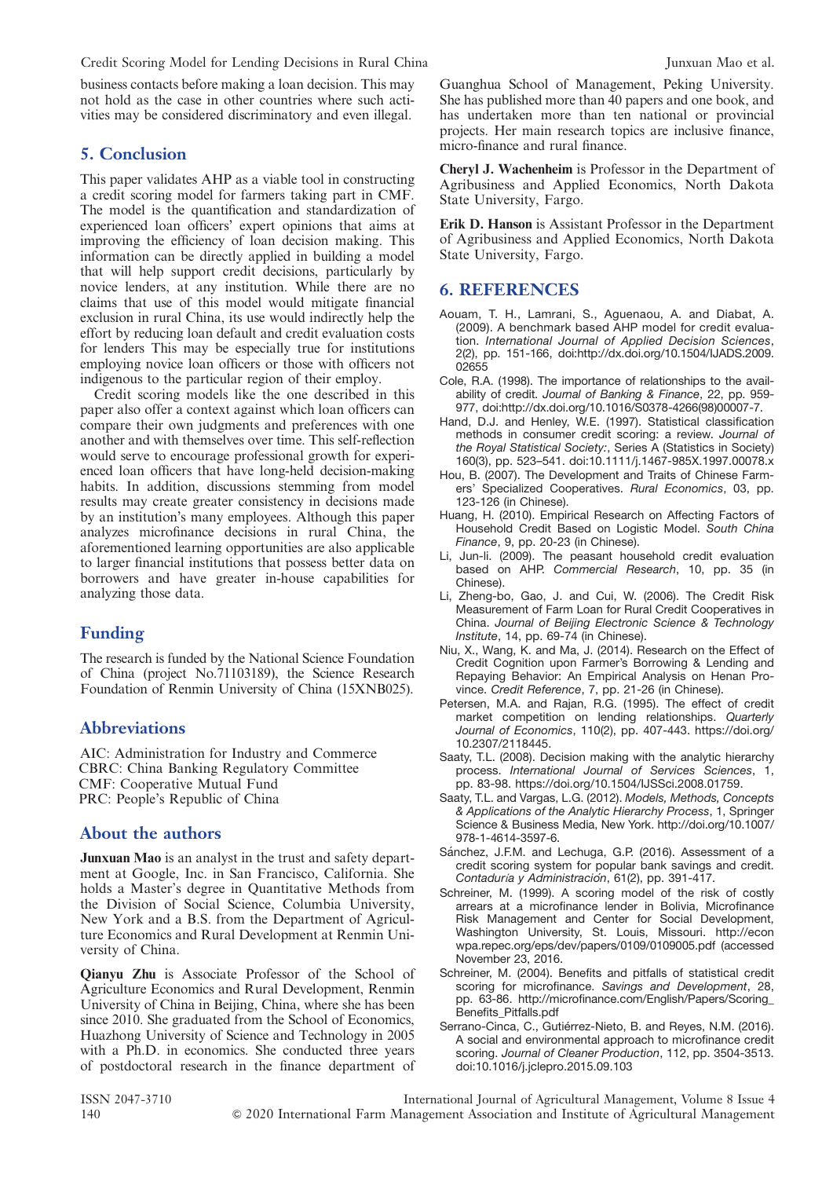business contacts before making a loan decision. This may not hold as the case in other countries where such activities may be considered discriminatory and even illegal.

## 5. Conclusion

This paper validates AHP as a viable tool in constructing a credit scoring model for farmers taking part in CMF. The model is the quantification and standardization of experienced loan officers' expert opinions that aims at improving the efficiency of loan decision making. This information can be directly applied in building a model that will help support credit decisions, particularly by novice lenders, at any institution. While there are no claims that use of this model would mitigate financial exclusion in rural China, its use would indirectly help the effort by reducing loan default and credit evaluation costs for lenders This may be especially true for institutions employing novice loan officers or those with officers not indigenous to the particular region of their employ.

Credit scoring models like the one described in this paper also offer a context against which loan officers can compare their own judgments and preferences with one another and with themselves over time. This self-reflection would serve to encourage professional growth for experienced loan officers that have long-held decision-making habits. In addition, discussions stemming from model results may create greater consistency in decisions made by an institution's many employees. Although this paper analyzes microfinance decisions in rural China, the aforementioned learning opportunities are also applicable to larger financial institutions that possess better data on borrowers and have greater in-house capabilities for analyzing those data.

## Funding

The research is funded by the National Science Foundation of China (project No.71103189), the Science Research Foundation of Renmin University of China (15XNB025).

## Abbreviations

AIC: Administration for Industry and Commerce
CBRC: China Banking Regulatory Committee
CMF: Cooperative Mutual Fund
PRC: People's Republic of China

## About the authors

**Junxuan Mao** is an analyst in the trust and safety department at Google, Inc. in San Francisco, California. She holds a Master's degree in Quantitative Methods from the Division of Social Science, Columbia University, New York and a B.S. from the Department of Agriculture Economics and Rural Development at Renmin University of China.

**Qianyu Zhu** is Associate Professor of the School of Agriculture Economics and Rural Development, Renmin University of China in Beijing, China, where she has been since 2010. She graduated from the School of Economics, Huazhong University of Science and Technology in 2005 with a Ph.D. in economics. She conducted three years of postdoctoral research in the finance department of Guanghua School of Management, Peking University. She has published more than 40 papers and one book, and has undertaken more than ten national or provincial projects. Her main research topics are inclusive finance, micro-finance and rural finance.

**Cheryl J. Wachenheim** is Professor in the Department of Agribusiness and Applied Economics, North Dakota State University, Fargo.

**Erik D. Hanson** is Assistant Professor in the Department of Agribusiness and Applied Economics, North Dakota State University, Fargo.

## 6. REFERENCES

Aouam, T. H., Lamrani, S., Aguenaou, A. and Diabat, A. (2009). A benchmark based AHP model for credit evaluation. *International Journal of Applied Decision Sciences*, 2(2), pp. 151-166, doi:http://dx.doi.org/10.1504/IJADS.2009.02655

Cole, R.A. (1998). The importance of relationships to the availability of credit. *Journal of Banking & Finance*, 22, pp. 959-977, doi:http://dx.doi.org/10.1016/S0378-4266(98)00007-7.

Hand, D.J. and Henley, W.E. (1997). Statistical classification methods in consumer credit scoring: a review. *Journal of the Royal Statistical Society:*, Series A (Statistics in Society) 160(3), pp. 523–541. doi:10.1111/j.1467-985X.1997.00078.x

Hou, B. (2007). The Development and Traits of Chinese Farmers' Specialized Cooperatives. *Rural Economics*, 03, pp. 123-126 (in Chinese).

Huang, H. (2010). Empirical Research on Affecting Factors of Household Credit Based on Logistic Model. *South China Finance*, 9, pp. 20-23 (in Chinese).

Li, Jun-li. (2009). The peasant household credit evaluation based on AHP. *Commercial Research*, 10, pp. 35 (in Chinese).

Li, Zheng-bo, Gao, J. and Cui, W. (2006). The Credit Risk Measurement of Farm Loan for Rural Credit Cooperatives in China. *Journal of Beijing Electronic Science & Technology Institute*, 14, pp. 69-74 (in Chinese).

Niu, X., Wang, K. and Ma, J. (2014). Research on the Effect of Credit Cognition upon Farmer's Borrowing & Lending and Repaying Behavior: An Empirical Analysis on Henan Province. *Credit Reference*, 7, pp. 21-26 (in Chinese).

Petersen, M.A. and Rajan, R.G. (1995). The effect of credit market competition on lending relationships. *Quarterly Journal of Economics*, 110(2), pp. 407-443. https://doi.org/10.2307/2118445.

Saaty, T.L. (2008). Decision making with the analytic hierarchy process. *International Journal of Services Sciences*, 1, pp. 83-98. https://doi.org/10.1504/IJSSci.2008.01759.

Saaty, T.L. and Vargas, L.G. (2012). *Models, Methods, Concepts & Applications of the Analytic Hierarchy Process*, 1, Springer Science & Business Media, New York. http://doi.org/10.1007/978-1-4614-3597-6.

Sánchez, J.F.M. and Lechuga, G.P. (2016). Assessment of a credit scoring system for popular bank savings and credit. *Contaduría y Administración*, 61(2), pp. 391-417.

Schreiner, M. (1999). A scoring model of the risk of costly arrears at a microfinance lender in Bolivia, Microfinance Risk Management and Center for Social Development, Washington University, St. Louis, Missouri. http://econwpa.repec.org/eps/dev/papers/0109/0109005.pdf (accessed November 23, 2016.

Schreiner, M. (2004). Benefits and pitfalls of statistical credit scoring for microfinance. *Savings and Development*, 28, pp. 63-86. http://microfinance.com/English/Papers/Scoring_Benefits_Pitfalls.pdf

Serrano-Cinca, C., Gutiérrez-Nieto, B. and Reyes, N.M. (2016). A social and environmental approach to microfinance credit scoring. *Journal of Cleaner Production*, 112, pp. 3504-3513. doi:10.1016/j.jclepro.2015.09.103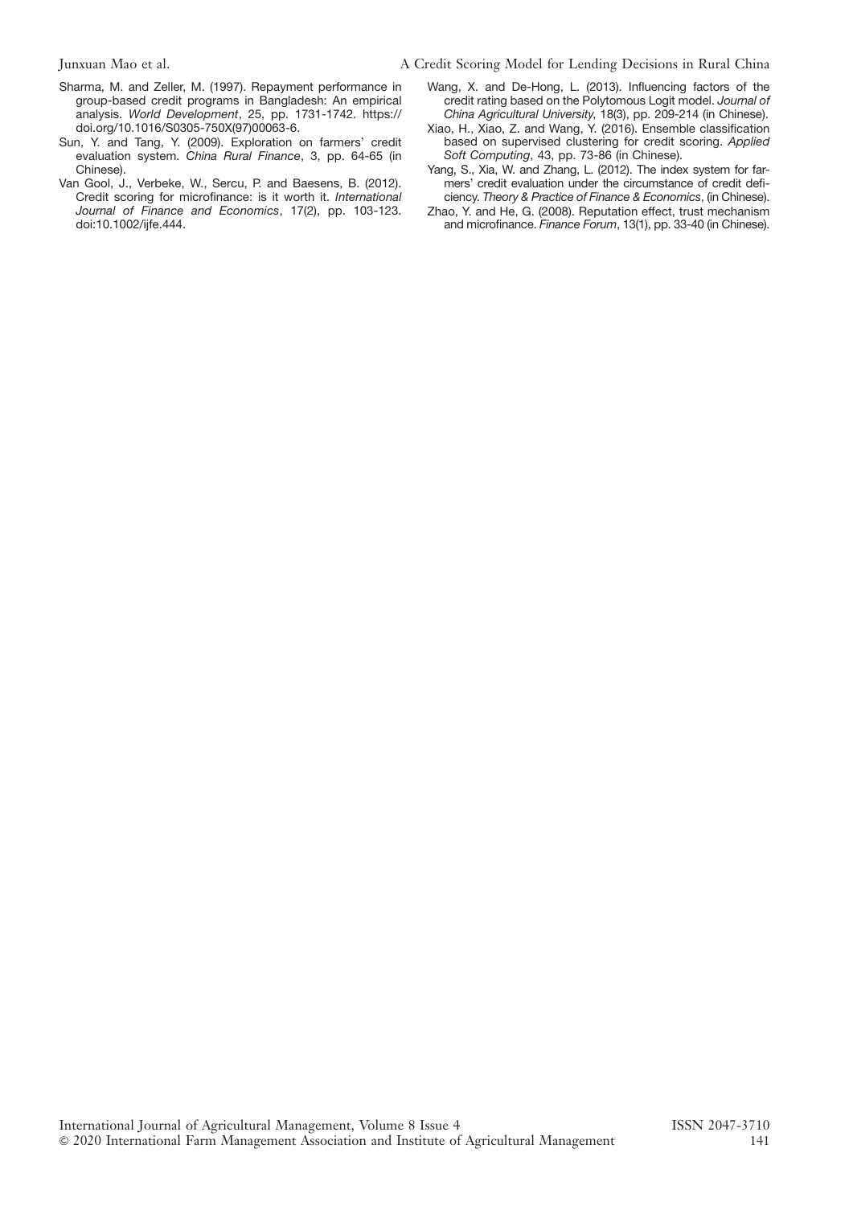Sharma, M. and Zeller, M. (1997). Repayment performance in group-based credit programs in Bangladesh: An empirical analysis. *World Development*, 25, pp. 1731-1742. https://doi.org/10.1016/S0305-750X(97)00063-6.

Sun, Y. and Tang, Y. (2009). Exploration on farmers' credit evaluation system. *China Rural Finance*, 3, pp. 64-65 (in Chinese).

Van Gool, J., Verbeke, W., Sercu, P. and Baesens, B. (2012). Credit scoring for microfinance: is it worth it. *International Journal of Finance and Economics*, 17(2), pp. 103-123. doi:10.1002/ijfe.444.

Wang, X. and De-Hong, L. (2013). Influencing factors of the credit rating based on the Polytomous Logit model. *Journal of China Agricultural University*, 18(3), pp. 209-214 (in Chinese).

Xiao, H., Xiao, Z. and Wang, Y. (2016). Ensemble classification based on supervised clustering for credit scoring. *Applied Soft Computing*, 43, pp. 73-86 (in Chinese).

Yang, S., Xia, W. and Zhang, L. (2012). The index system for farmers' credit evaluation under the circumstance of credit deficiency. *Theory & Practice of Finance & Economics*, (in Chinese).

Zhao, Y. and He, G. (2008). Reputation effect, trust mechanism and microfinance. *Finance Forum*, 13(1), pp. 33-40 (in Chinese).